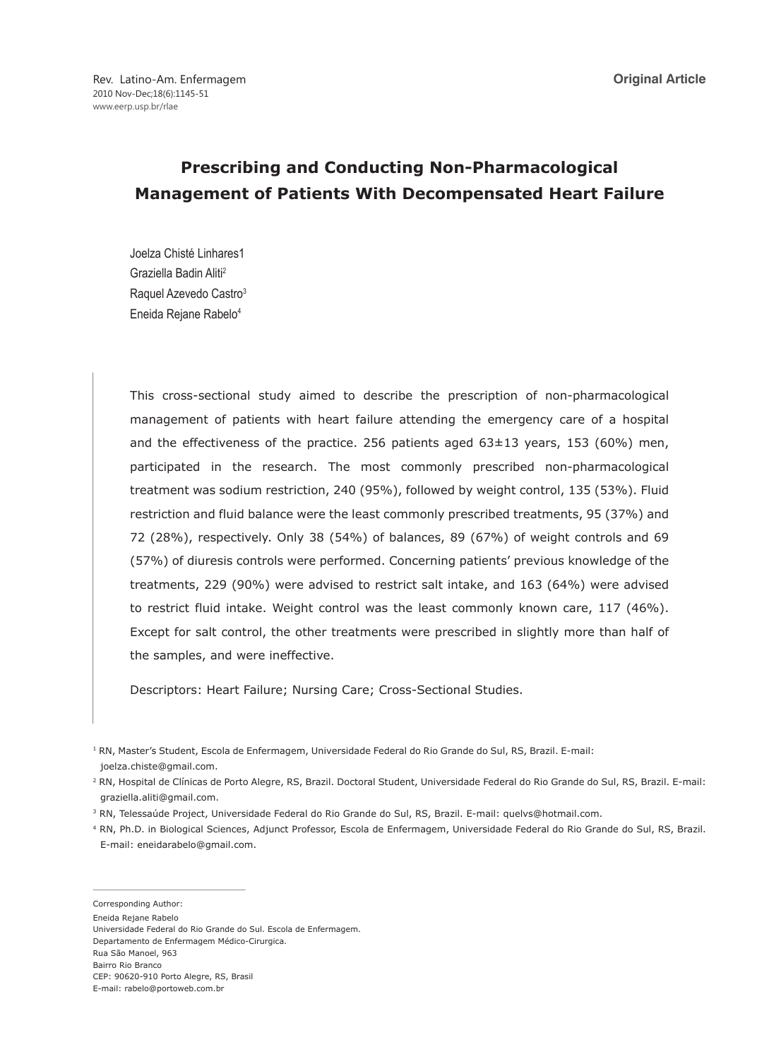Original Article

# Prescribing and Conducting Non-Pharmacological Management of Patients With Decompensated Heart Failure

Joelza Chisté Linhares[1]
Graziella Badin Aliti[2]
Raquel Azevedo Castro[3]
Eneida Rejane Rabelo[4]

This cross-sectional study aimed to describe the prescription of non-pharmacological management of patients with heart failure attending the emergency care of a hospital and the effectiveness of the practice. 256 patients aged 63±13 years, 153 (60%) men, participated in the research. The most commonly prescribed non-pharmacological treatment was sodium restriction, 240 (95%), followed by weight control, 135 (53%). Fluid restriction and fluid balance were the least commonly prescribed treatments, 95 (37%) and 72 (28%), respectively. Only 38 (54%) of balances, 89 (67%) of weight controls and 69 (57%) of diuresis controls were performed. Concerning patients' previous knowledge of the treatments, 229 (90%) were advised to restrict salt intake, and 163 (64%) were advised to restrict fluid intake. Weight control was the least commonly known care, 117 (46%). Except for salt control, the other treatments were prescribed in slightly more than half of the samples, and were ineffective.

Descriptors: Heart Failure; Nursing Care; Cross-Sectional Studies.

[1] RN, Master's Student, Escola de Enfermagem, Universidade Federal do Rio Grande do Sul, RS, Brazil. E-mail: joelza.chiste@gmail.com.

[2] RN, Hospital de Clínicas de Porto Alegre, RS, Brazil. Doctoral Student, Universidade Federal do Rio Grande do Sul, RS, Brazil. E-mail: graziella.aliti@gmail.com.

[3] RN, Telessaúde Project, Universidade Federal do Rio Grande do Sul, RS, Brazil. E-mail: quelvs@hotmail.com.

[4] RN, Ph.D. in Biological Sciences, Adjunct Professor, Escola de Enfermagem, Universidade Federal do Rio Grande do Sul, RS, Brazil. E-mail: eneidarabelo@gmail.com.

Corresponding Author:
Eneida Rejane Rabelo
Universidade Federal do Rio Grande do Sul. Escola de Enfermagem.
Departamento de Enfermagem Médico-Cirurgica.
Rua São Manoel, 963
Bairro Rio Branco
CEP: 90620-910 Porto Alegre, RS, Brasil
E-mail: rabelo@portoweb.com.br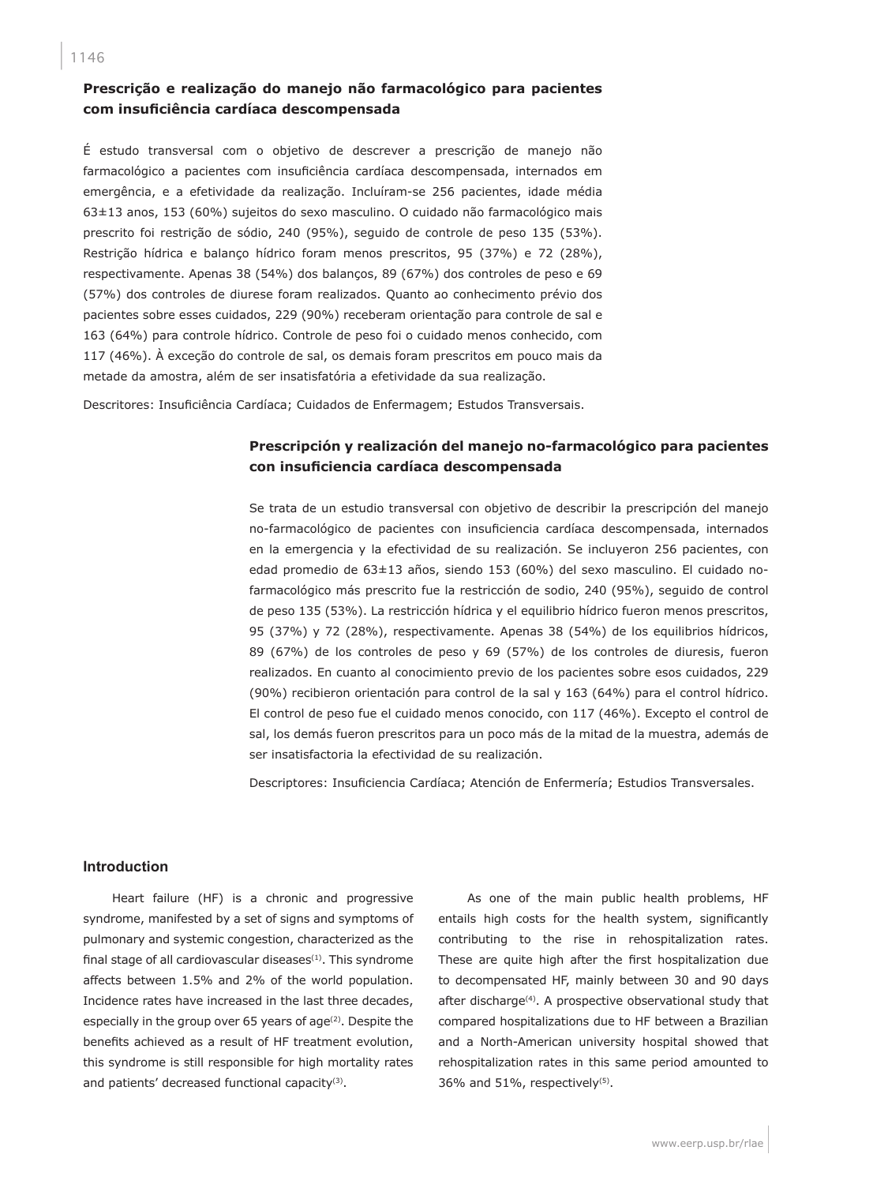## Prescrição e realização do manejo não farmacológico para pacientes com insuficiência cardíaca descompensada

É estudo transversal com o objetivo de descrever a prescrição de manejo não farmacológico a pacientes com insuficiência cardíaca descompensada, internados em emergência, e a efetividade da realização. Incluíram-se 256 pacientes, idade média 63±13 anos, 153 (60%) sujeitos do sexo masculino. O cuidado não farmacológico mais prescrito foi restrição de sódio, 240 (95%), seguido de controle de peso 135 (53%). Restrição hídrica e balanço hídrico foram menos prescritos, 95 (37%) e 72 (28%), respectivamente. Apenas 38 (54%) dos balanços, 89 (67%) dos controles de peso e 69 (57%) dos controles de diurese foram realizados. Quanto ao conhecimento prévio dos pacientes sobre esses cuidados, 229 (90%) receberam orientação para controle de sal e 163 (64%) para controle hídrico. Controle de peso foi o cuidado menos conhecido, com 117 (46%). À exceção do controle de sal, os demais foram prescritos em pouco mais da metade da amostra, além de ser insatisfatória a efetividade da sua realização.

Descritores: Insuficiência Cardíaca; Cuidados de Enfermagem; Estudos Transversais.

## Prescripción y realización del manejo no-farmacológico para pacientes con insuficiencia cardíaca descompensada

Se trata de un estudio transversal con objetivo de describir la prescripción del manejo no-farmacológico de pacientes con insuficiencia cardíaca descompensada, internados en la emergencia y la efectividad de su realización. Se incluyeron 256 pacientes, con edad promedio de 63±13 años, siendo 153 (60%) del sexo masculino. El cuidado no-farmacológico más prescrito fue la restricción de sodio, 240 (95%), seguido de control de peso 135 (53%). La restricción hídrica y el equilibrio hídrico fueron menos prescritos, 95 (37%) y 72 (28%), respectivamente. Apenas 38 (54%) de los equilibrios hídricos, 89 (67%) de los controles de peso y 69 (57%) de los controles de diuresis, fueron realizados. En cuanto al conocimiento previo de los pacientes sobre esos cuidados, 229 (90%) recibieron orientación para control de la sal y 163 (64%) para el control hídrico. El control de peso fue el cuidado menos conocido, con 117 (46%). Excepto el control de sal, los demás fueron prescritos para un poco más de la mitad de la muestra, además de ser insatisfactoria la efectividad de su realización.

Descriptores: Insuficiencia Cardíaca; Atención de Enfermería; Estudios Transversales.

## Introduction

Heart failure (HF) is a chronic and progressive syndrome, manifested by a set of signs and symptoms of pulmonary and systemic congestion, characterized as the final stage of all cardiovascular diseases[1]. This syndrome affects between 1.5% and 2% of the world population. Incidence rates have increased in the last three decades, especially in the group over 65 years of age[2]. Despite the benefits achieved as a result of HF treatment evolution, this syndrome is still responsible for high mortality rates and patients' decreased functional capacity[3].

As one of the main public health problems, HF entails high costs for the health system, significantly contributing to the rise in rehospitalization rates. These are quite high after the first hospitalization due to decompensated HF, mainly between 30 and 90 days after discharge[4]. A prospective observational study that compared hospitalizations due to HF between a Brazilian and a North-American university hospital showed that rehospitalization rates in this same period amounted to 36% and 51%, respectively[5].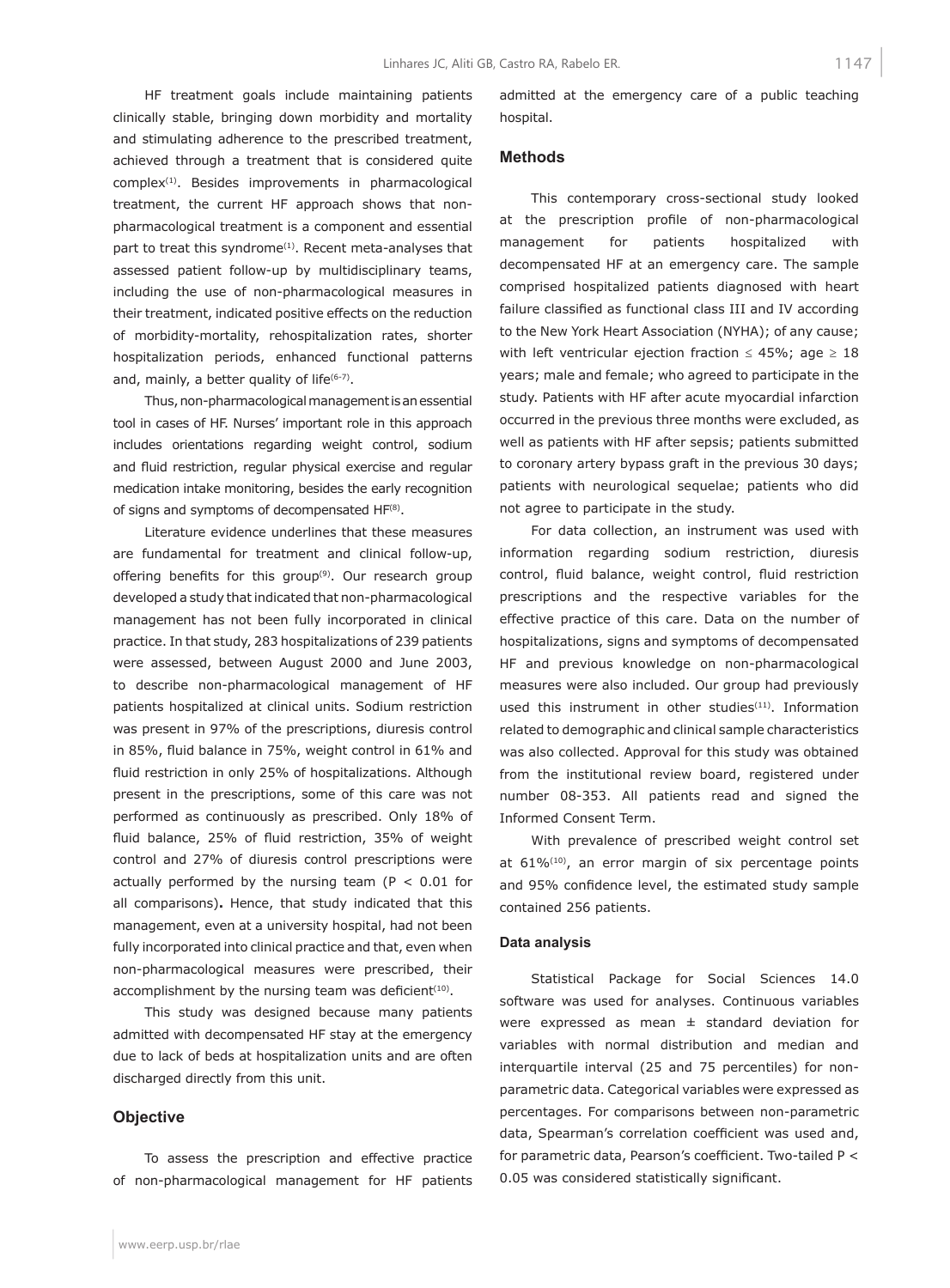HF treatment goals include maintaining patients clinically stable, bringing down morbidity and mortality and stimulating adherence to the prescribed treatment, achieved through a treatment that is considered quite complex[1]. Besides improvements in pharmacological treatment, the current HF approach shows that non-pharmacological treatment is a component and essential part to treat this syndrome[1]. Recent meta-analyses that assessed patient follow-up by multidisciplinary teams, including the use of non-pharmacological measures in their treatment, indicated positive effects on the reduction of morbidity-mortality, rehospitalization rates, shorter hospitalization periods, enhanced functional patterns and, mainly, a better quality of life[6-7].

Thus, non-pharmacological management is an essential tool in cases of HF. Nurses' important role in this approach includes orientations regarding weight control, sodium and fluid restriction, regular physical exercise and regular medication intake monitoring, besides the early recognition of signs and symptoms of decompensated HF[8].

Literature evidence underlines that these measures are fundamental for treatment and clinical follow-up, offering benefits for this group[9]. Our research group developed a study that indicated that non-pharmacological management has not been fully incorporated in clinical practice. In that study, 283 hospitalizations of 239 patients were assessed, between August 2000 and June 2003, to describe non-pharmacological management of HF patients hospitalized at clinical units. Sodium restriction was present in 97% of the prescriptions, diuresis control in 85%, fluid balance in 75%, weight control in 61% and fluid restriction in only 25% of hospitalizations. Although present in the prescriptions, some of this care was not performed as continuously as prescribed. Only 18% of fluid balance, 25% of fluid restriction, 35% of weight control and 27% of diuresis control prescriptions were actually performed by the nursing team ($P < 0.01$ for all comparisons)**.** Hence, that study indicated that this management, even at a university hospital, had not been fully incorporated into clinical practice and that, even when non-pharmacological measures were prescribed, their accomplishment by the nursing team was deficient[10].

This study was designed because many patients admitted with decompensated HF stay at the emergency due to lack of beds at hospitalization units and are often discharged directly from this unit.

## Objective

To assess the prescription and effective practice of non-pharmacological management for HF patients admitted at the emergency care of a public teaching hospital.

## Methods

This contemporary cross-sectional study looked at the prescription profile of non-pharmacological management for patients hospitalized with decompensated HF at an emergency care. The sample comprised hospitalized patients diagnosed with heart failure classified as functional class III and IV according to the New York Heart Association (NYHA); of any cause; with left ventricular ejection fraction $\leq$ 45%; age $\geq$ 18 years; male and female; who agreed to participate in the study. Patients with HF after acute myocardial infarction occurred in the previous three months were excluded, as well as patients with HF after sepsis; patients submitted to coronary artery bypass graft in the previous 30 days; patients with neurological sequelae; patients who did not agree to participate in the study.

For data collection, an instrument was used with information regarding sodium restriction, diuresis control, fluid balance, weight control, fluid restriction prescriptions and the respective variables for the effective practice of this care. Data on the number of hospitalizations, signs and symptoms of decompensated HF and previous knowledge on non-pharmacological measures were also included. Our group had previously used this instrument in other studies[11]. Information related to demographic and clinical sample characteristics was also collected. Approval for this study was obtained from the institutional review board, registered under number 08-353. All patients read and signed the Informed Consent Term.

With prevalence of prescribed weight control set at 61%[10], an error margin of six percentage points and 95% confidence level, the estimated study sample contained 256 patients.

### Data analysis

Statistical Package for Social Sciences 14.0 software was used for analyses. Continuous variables were expressed as mean ± standard deviation for variables with normal distribution and median and interquartile interval (25 and 75 percentiles) for non-parametric data. Categorical variables were expressed as percentages. For comparisons between non-parametric data, Spearman's correlation coefficient was used and, for parametric data, Pearson's coefficient. Two-tailed $P < 0.05$ was considered statistically significant.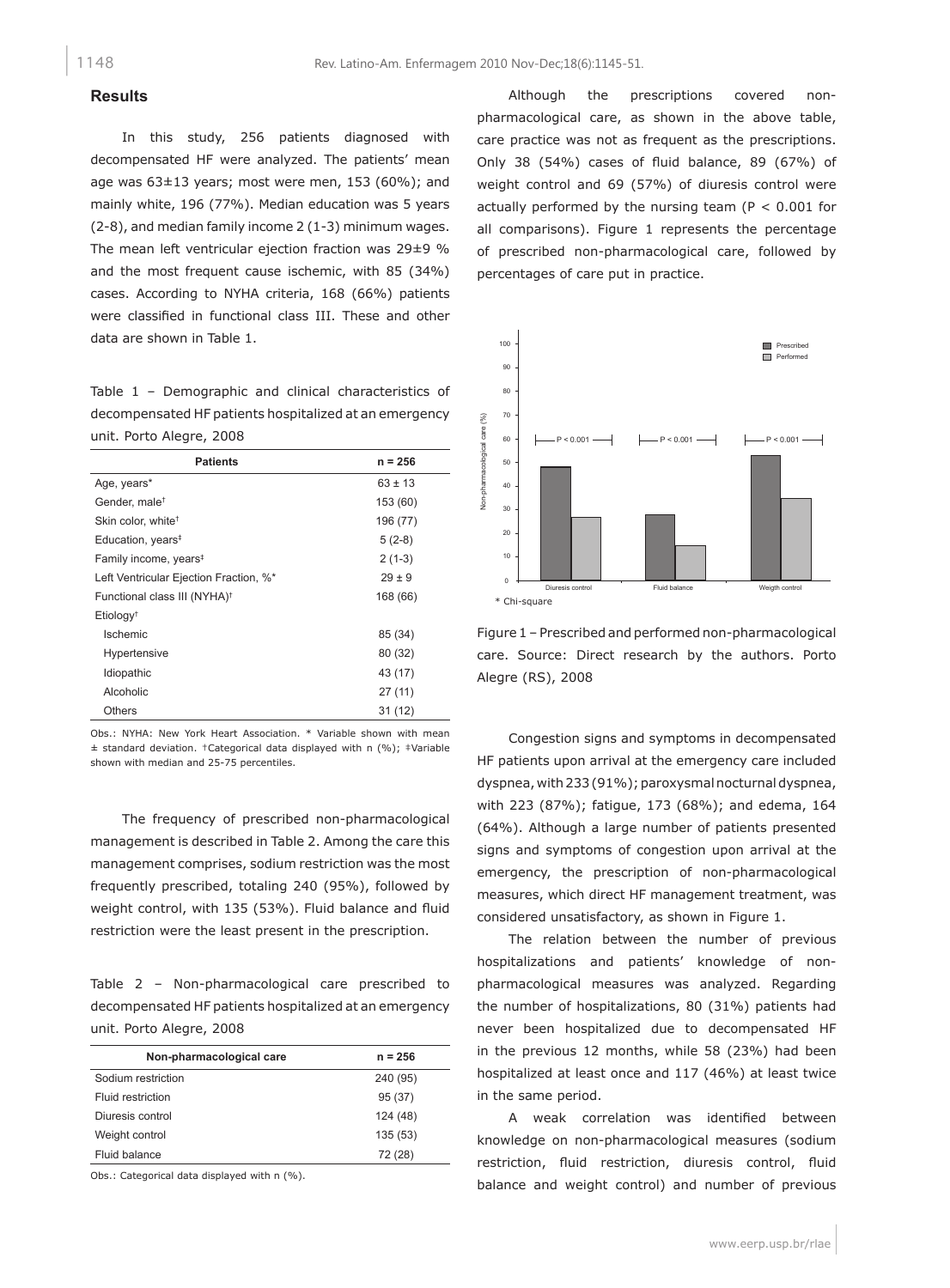## Results

In this study, 256 patients diagnosed with decompensated HF were analyzed. The patients' mean age was 63±13 years; most were men, 153 (60%); and mainly white, 196 (77%). Median education was 5 years (2-8), and median family income 2 (1-3) minimum wages. The mean left ventricular ejection fraction was 29±9 % and the most frequent cause ischemic, with 85 (34%) cases. According to NYHA criteria, 168 (66%) patients were classified in functional class III. These and other data are shown in Table 1.

Table 1 – Demographic and clinical characteristics of decompensated HF patients hospitalized at an emergency unit. Porto Alegre, 2008

| Patients | n = 256 |
|---|---|
| Age, years* | 63 ± 13 |
| Gender, male† | 153 (60) |
| Skin color, white† | 196 (77) |
| Education, years‡ | 5 (2-8) |
| Family income, years‡ | 2 (1-3) |
| Left Ventricular Ejection Fraction, %* | 29 ± 9 |
| Functional class III (NYHA)† | 168 (66) |
| Etiology† | |
| Ischemic | 85 (34) |
| Hypertensive | 80 (32) |
| Idiopathic | 43 (17) |
| Alcoholic | 27 (11) |
| Others | 31 (12) |

Obs.: NYHA: New York Heart Association. * Variable shown with mean ± standard deviation. †Categorical data displayed with n (%); ‡Variable shown with median and 25-75 percentiles.

The frequency of prescribed non-pharmacological management is described in Table 2. Among the care this management comprises, sodium restriction was the most frequently prescribed, totaling 240 (95%), followed by weight control, with 135 (53%). Fluid balance and fluid restriction were the least present in the prescription.

Table 2 – Non-pharmacological care prescribed to decompensated HF patients hospitalized at an emergency unit. Porto Alegre, 2008

| Non-pharmacological care | n = 256 |
|---|---|
| Sodium restriction | 240 (95) |
| Fluid restriction | 95 (37) |
| Diuresis control | 124 (48) |
| Weight control | 135 (53) |
| Fluid balance | 72 (28) |

Obs.: Categorical data displayed with n (%).

Although the prescriptions covered non-pharmacological care, as shown in the above table, care practice was not as frequent as the prescriptions. Only 38 (54%) cases of fluid balance, 89 (67%) of weight control and 69 (57%) of diuresis control were actually performed by the nursing team ($P < 0.001$ for all comparisons). Figure 1 represents the percentage of prescribed non-pharmacological care, followed by percentages of care put in practice.

\* Chi-square

Figure 1 – Prescribed and performed non-pharmacological care. Source: Direct research by the authors. Porto Alegre (RS), 2008

Congestion signs and symptoms in decompensated HF patients upon arrival at the emergency care included dyspnea, with 233 (91%); paroxysmal nocturnal dyspnea, with 223 (87%); fatigue, 173 (68%); and edema, 164 (64%). Although a large number of patients presented signs and symptoms of congestion upon arrival at the emergency, the prescription of non-pharmacological measures, which direct HF management treatment, was considered unsatisfactory, as shown in Figure 1.

The relation between the number of previous hospitalizations and patients' knowledge of non-pharmacological measures was analyzed. Regarding the number of hospitalizations, 80 (31%) patients had never been hospitalized due to decompensated HF in the previous 12 months, while 58 (23%) had been hospitalized at least once and 117 (46%) at least twice in the same period.

A weak correlation was identified between knowledge on non-pharmacological measures (sodium restriction, fluid restriction, diuresis control, fluid balance and weight control) and number of previous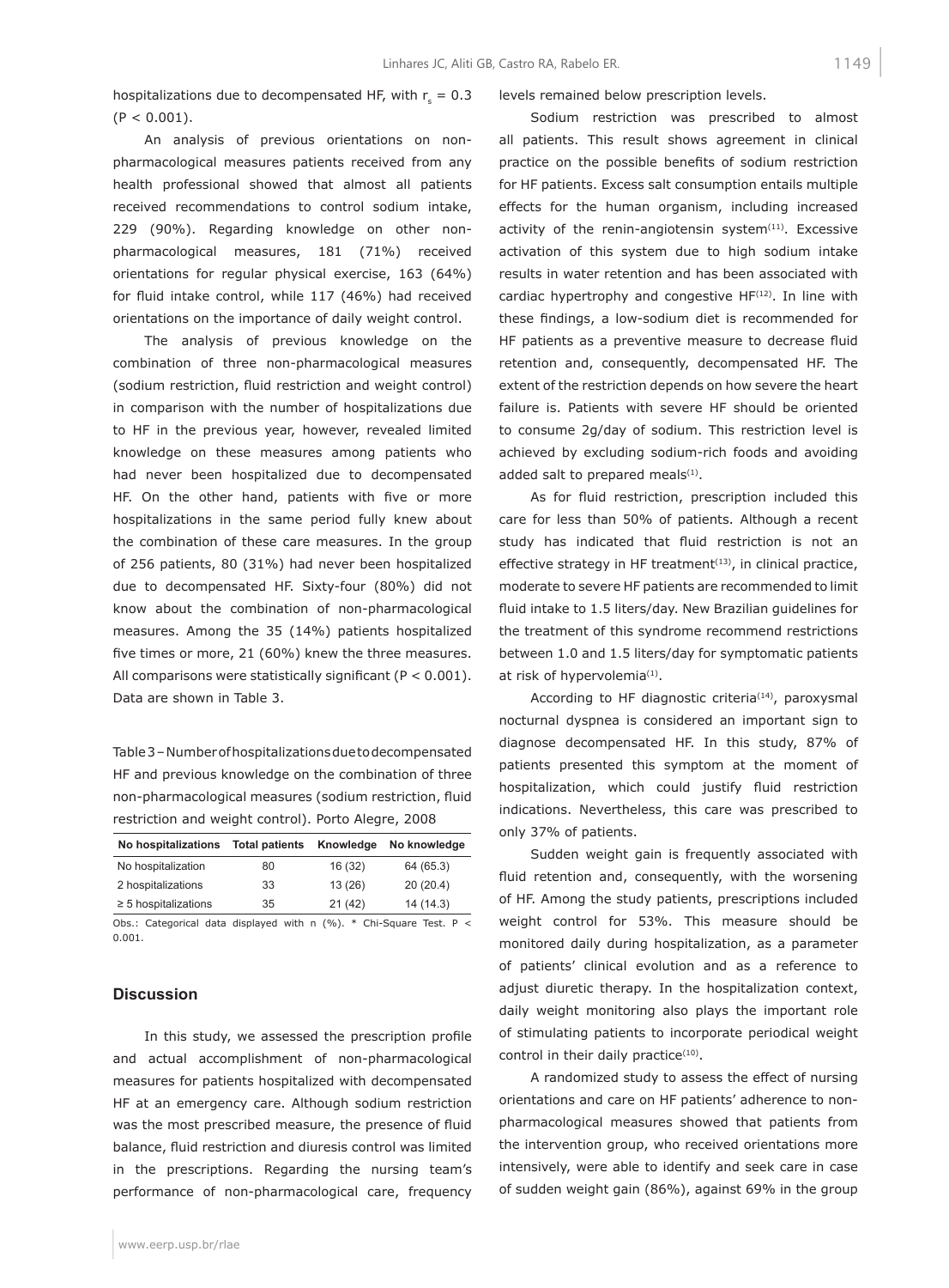hospitalizations due to decompensated HF, with $r_s = 0.3$ ($P < 0.001$).

An analysis of previous orientations on non-pharmacological measures patients received from any health professional showed that almost all patients received recommendations to control sodium intake, 229 (90%). Regarding knowledge on other non-pharmacological measures, 181 (71%) received orientations for regular physical exercise, 163 (64%) for fluid intake control, while 117 (46%) had received orientations on the importance of daily weight control.

The analysis of previous knowledge on the combination of three non-pharmacological measures (sodium restriction, fluid restriction and weight control) in comparison with the number of hospitalizations due to HF in the previous year, however, revealed limited knowledge on these measures among patients who had never been hospitalized due to decompensated HF. On the other hand, patients with five or more hospitalizations in the same period fully knew about the combination of these care measures. In the group of 256 patients, 80 (31%) had never been hospitalized due to decompensated HF. Sixty-four (80%) did not know about the combination of non-pharmacological measures. Among the 35 (14%) patients hospitalized five times or more, 21 (60%) knew the three measures. All comparisons were statistically significant ($P < 0.001$). Data are shown in Table 3.

Table 3 – Number of hospitalizations due to decompensated HF and previous knowledge on the combination of three non-pharmacological measures (sodium restriction, fluid restriction and weight control). Porto Alegre, 2008

| No hospitalizations | Total patients | Knowledge | No knowledge |
|---|---|---|---|
| No hospitalization | 80 | 16 (32) | 64 (65.3) |
| 2 hospitalizations | 33 | 13 (26) | 20 (20.4) |
| ≥ 5 hospitalizations | 35 | 21 (42) | 14 (14.3) |

Obs.: Categorical data displayed with n (%). * Chi-Square Test. $P < 0.001$.

## Discussion

In this study, we assessed the prescription profile and actual accomplishment of non-pharmacological measures for patients hospitalized with decompensated HF at an emergency care. Although sodium restriction was the most prescribed measure, the presence of fluid balance, fluid restriction and diuresis control was limited in the prescriptions. Regarding the nursing team's performance of non-pharmacological care, frequency levels remained below prescription levels.

Sodium restriction was prescribed to almost all patients. This result shows agreement in clinical practice on the possible benefits of sodium restriction for HF patients. Excess salt consumption entails multiple effects for the human organism, including increased activity of the renin-angiotensin system[11]. Excessive activation of this system due to high sodium intake results in water retention and has been associated with cardiac hypertrophy and congestive HF[12]. In line with these findings, a low-sodium diet is recommended for HF patients as a preventive measure to decrease fluid retention and, consequently, decompensated HF. The extent of the restriction depends on how severe the heart failure is. Patients with severe HF should be oriented to consume 2g/day of sodium. This restriction level is achieved by excluding sodium-rich foods and avoiding added salt to prepared meals[1].

As for fluid restriction, prescription included this care for less than 50% of patients. Although a recent study has indicated that fluid restriction is not an effective strategy in HF treatment[13], in clinical practice, moderate to severe HF patients are recommended to limit fluid intake to 1.5 liters/day. New Brazilian guidelines for the treatment of this syndrome recommend restrictions between 1.0 and 1.5 liters/day for symptomatic patients at risk of hypervolemia[1].

According to HF diagnostic criteria[14], paroxysmal nocturnal dyspnea is considered an important sign to diagnose decompensated HF. In this study, 87% of patients presented this symptom at the moment of hospitalization, which could justify fluid restriction indications. Nevertheless, this care was prescribed to only 37% of patients.

Sudden weight gain is frequently associated with fluid retention and, consequently, with the worsening of HF. Among the study patients, prescriptions included weight control for 53%. This measure should be monitored daily during hospitalization, as a parameter of patients' clinical evolution and as a reference to adjust diuretic therapy. In the hospitalization context, daily weight monitoring also plays the important role of stimulating patients to incorporate periodical weight control in their daily practice[10].

A randomized study to assess the effect of nursing orientations and care on HF patients' adherence to non-pharmacological measures showed that patients from the intervention group, who received orientations more intensively, were able to identify and seek care in case of sudden weight gain (86%), against 69% in the group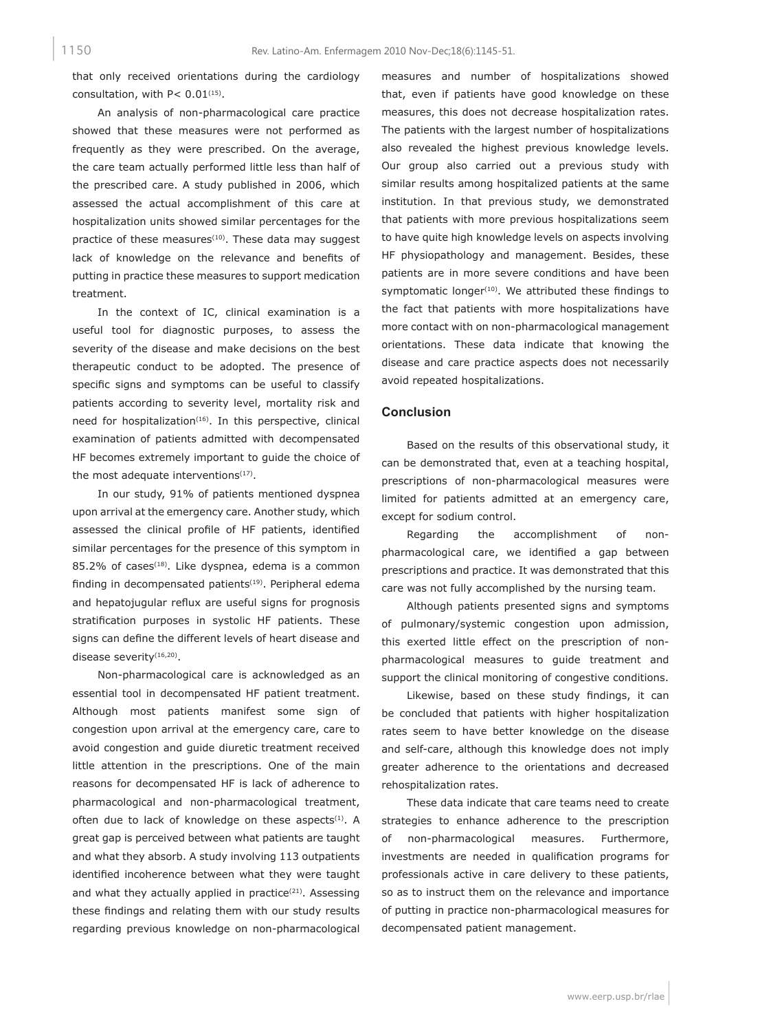that only received orientations during the cardiology consultation, with $P < 0.01$[15].

An analysis of non-pharmacological care practice showed that these measures were not performed as frequently as they were prescribed. On the average, the care team actually performed little less than half of the prescribed care. A study published in 2006, which assessed the actual accomplishment of this care at hospitalization units showed similar percentages for the practice of these measures[10]. These data may suggest lack of knowledge on the relevance and benefits of putting in practice these measures to support medication treatment.

In the context of IC, clinical examination is a useful tool for diagnostic purposes, to assess the severity of the disease and make decisions on the best therapeutic conduct to be adopted. The presence of specific signs and symptoms can be useful to classify patients according to severity level, mortality risk and need for hospitalization[16]. In this perspective, clinical examination of patients admitted with decompensated HF becomes extremely important to guide the choice of the most adequate interventions[17].

In our study, 91% of patients mentioned dyspnea upon arrival at the emergency care. Another study, which assessed the clinical profile of HF patients, identified similar percentages for the presence of this symptom in 85.2% of cases[18]. Like dyspnea, edema is a common finding in decompensated patients[19]. Peripheral edema and hepatojugular reflux are useful signs for prognosis stratification purposes in systolic HF patients. These signs can define the different levels of heart disease and disease severity[16,20].

Non-pharmacological care is acknowledged as an essential tool in decompensated HF patient treatment. Although most patients manifest some sign of congestion upon arrival at the emergency care, care to avoid congestion and guide diuretic treatment received little attention in the prescriptions. One of the main reasons for decompensated HF is lack of adherence to pharmacological and non-pharmacological treatment, often due to lack of knowledge on these aspects[1]. A great gap is perceived between what patients are taught and what they absorb. A study involving 113 outpatients identified incoherence between what they were taught and what they actually applied in practice[21]. Assessing these findings and relating them with our study results regarding previous knowledge on non-pharmacological measures and number of hospitalizations showed that, even if patients have good knowledge on these measures, this does not decrease hospitalization rates. The patients with the largest number of hospitalizations also revealed the highest previous knowledge levels. Our group also carried out a previous study with similar results among hospitalized patients at the same institution. In that previous study, we demonstrated that patients with more previous hospitalizations seem to have quite high knowledge levels on aspects involving HF physiopathology and management. Besides, these patients are in more severe conditions and have been symptomatic longer[10]. We attributed these findings to the fact that patients with more hospitalizations have more contact with on non-pharmacological management orientations. These data indicate that knowing the disease and care practice aspects does not necessarily avoid repeated hospitalizations.

## Conclusion

Based on the results of this observational study, it can be demonstrated that, even at a teaching hospital, prescriptions of non-pharmacological measures were limited for patients admitted at an emergency care, except for sodium control.

Regarding the accomplishment of non-pharmacological care, we identified a gap between prescriptions and practice. It was demonstrated that this care was not fully accomplished by the nursing team.

Although patients presented signs and symptoms of pulmonary/systemic congestion upon admission, this exerted little effect on the prescription of non-pharmacological measures to guide treatment and support the clinical monitoring of congestive conditions.

Likewise, based on these study findings, it can be concluded that patients with higher hospitalization rates seem to have better knowledge on the disease and self-care, although this knowledge does not imply greater adherence to the orientations and decreased rehospitalization rates.

These data indicate that care teams need to create strategies to enhance adherence to the prescription of non-pharmacological measures. Furthermore, investments are needed in qualification programs for professionals active in care delivery to these patients, so as to instruct them on the relevance and importance of putting in practice non-pharmacological measures for decompensated patient management.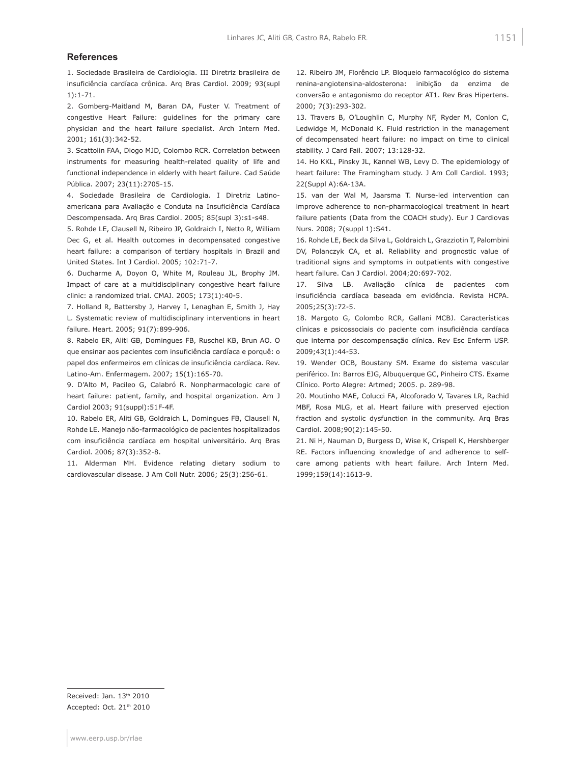## References

1. Sociedade Brasileira de Cardiologia. III Diretriz brasileira de insuficiência cardíaca crônica. Arq Bras Cardiol. 2009; 93(supl 1):1-71.

2. Gomberg-Maitland M, Baran DA, Fuster V. Treatment of congestive Heart Failure: guidelines for the primary care physician and the heart failure specialist. Arch Intern Med. 2001; 161(3):342-52.

3. Scattolin FAA, Diogo MJD, Colombo RCR. Correlation between instruments for measuring health-related quality of life and functional independence in elderly with heart failure. Cad Saúde Pública. 2007; 23(11):2705-15.

4. Sociedade Brasileira de Cardiologia. I Diretriz Latino-americana para Avaliação e Conduta na Insuficiência Cardíaca Descompensada. Arq Bras Cardiol. 2005; 85(supl 3):s1-s48.

5. Rohde LE, Clausell N, Ribeiro JP, Goldraich I, Netto R, William Dec G, et al. Health outcomes in decompensated congestive heart failure: a comparison of tertiary hospitals in Brazil and United States. Int J Cardiol. 2005; 102:71-7.

6. Ducharme A, Doyon O, White M, Rouleau JL, Brophy JM. Impact of care at a multidisciplinary congestive heart failure clinic: a randomized trial. CMAJ. 2005; 173(1):40-5.

7. Holland R, Battersby J, Harvey I, Lenaghan E, Smith J, Hay L. Systematic review of multidisciplinary interventions in heart failure. Heart. 2005; 91(7):899-906.

8. Rabelo ER, Aliti GB, Domingues FB, Ruschel KB, Brun AO. O que ensinar aos pacientes com insuficiência cardíaca e porquê: o papel dos enfermeiros em clínicas de insuficiência cardíaca. Rev. Latino-Am. Enfermagem. 2007; 15(1):165-70.

9. D'Alto M, Pacileo G, Calabró R. Nonpharmacologic care of heart failure: patient, family, and hospital organization. Am J Cardiol 2003; 91(suppl):51F-4F.

10. Rabelo ER, Aliti GB, Goldraich L, Domingues FB, Clausell N, Rohde LE. Manejo não-farmacológico de pacientes hospitalizados com insuficiência cardíaca em hospital universitário. Arq Bras Cardiol. 2006; 87(3):352-8.

11. Alderman MH. Evidence relating dietary sodium to cardiovascular disease. J Am Coll Nutr. 2006; 25(3):256-61.

12. Ribeiro JM, Florêncio LP. Bloqueio farmacológico do sistema renina-angiotensina-aldosterona: inibição da enzima de conversão e antagonismo do receptor AT1. Rev Bras Hipertens. 2000; 7(3):293-302.

13. Travers B, O'Loughlin C, Murphy NF, Ryder M, Conlon C, Ledwidge M, McDonald K. Fluid restriction in the management of decompensated heart failure: no impact on time to clinical stability. J Card Fail. 2007; 13:128-32.

14. Ho KKL, Pinsky JL, Kannel WB, Levy D. The epidemiology of heart failure: The Framingham study. J Am Coll Cardiol. 1993; 22(Suppl A):6A-13A.

15. van der Wal M, Jaarsma T. Nurse-led intervention can improve adherence to non-pharmacological treatment in heart failure patients (Data from the COACH study). Eur J Cardiovas Nurs. 2008; 7(suppl 1):S41.

16. Rohde LE, Beck da Silva L, Goldraich L, Grazziotin T, Palombini DV, Polanczyk CA, et al. Reliability and prognostic value of traditional signs and symptoms in outpatients with congestive heart failure. Can J Cardiol. 2004;20:697-702.

17. Silva LB. Avaliação clínica de pacientes com insuficiência cardíaca baseada em evidência. Revista HCPA. 2005;25(3):72-5.

18. Margoto G, Colombo RCR, Gallani MCBJ. Características clínicas e psicossociais do paciente com insuficiência cardíaca que interna por descompensação clínica. Rev Esc Enferm USP. 2009;43(1):44-53.

19. Wender OCB, Boustany SM. Exame do sistema vascular periférico. In: Barros EJG, Albuquerque GC, Pinheiro CTS. Exame Clínico. Porto Alegre: Artmed; 2005. p. 289-98.

20. Moutinho MAE, Colucci FA, Alcoforado V, Tavares LR, Rachid MBF, Rosa MLG, et al. Heart failure with preserved ejection fraction and systolic dysfunction in the community. Arq Bras Cardiol. 2008;90(2):145-50.

21. Ni H, Nauman D, Burgess D, Wise K, Crispell K, Hershberger RE. Factors influencing knowledge of and adherence to self-care among patients with heart failure. Arch Intern Med. 1999;159(14):1613-9.

---

Received: Jan. 13th 2010

Accepted: Oct. 21th 2010